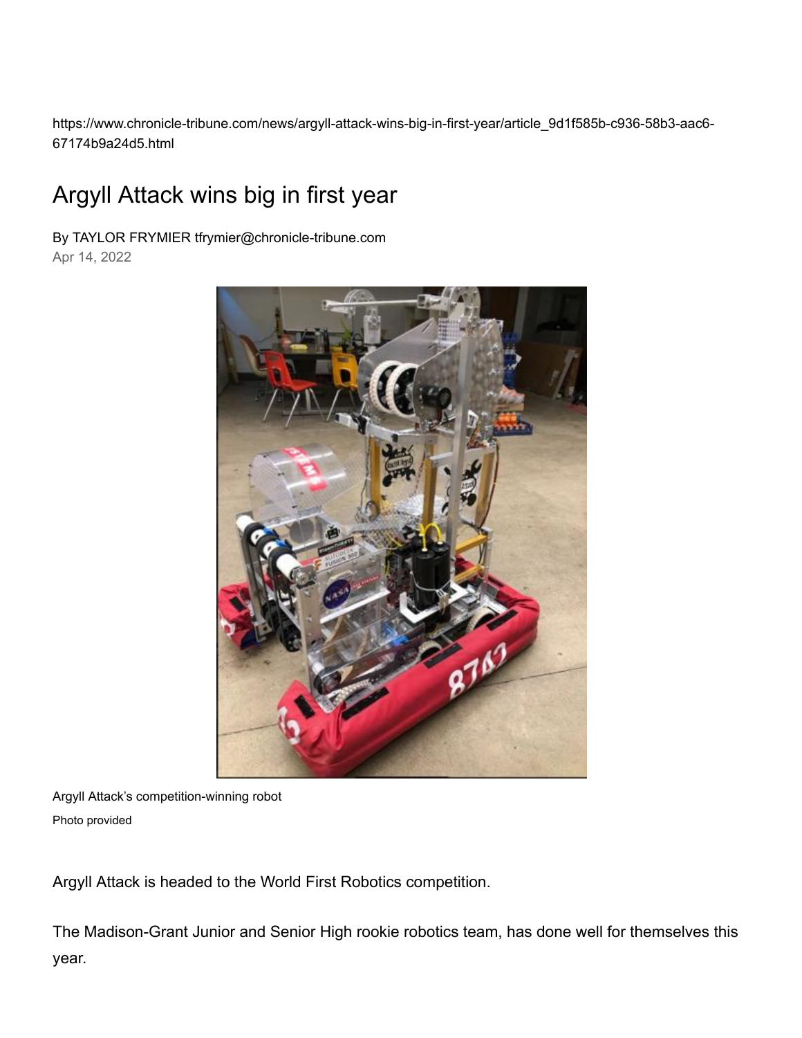https://www.chronicle-tribune.com/news/argyll-attack-wins-big-in-first-year/article_9d1f585b-c936-58b3-aac6-67174b9a24d5.html

# Argyll Attack wins big in first year

By TAYLOR FRYMIER tfrymier@chronicle-tribune.com

Apr 14, 2022

Argyll Attack's competition-winning robot

Photo provided

Argyll Attack is headed to the World First Robotics competition.

The Madison-Grant Junior and Senior High rookie robotics team, has done well for themselves this year.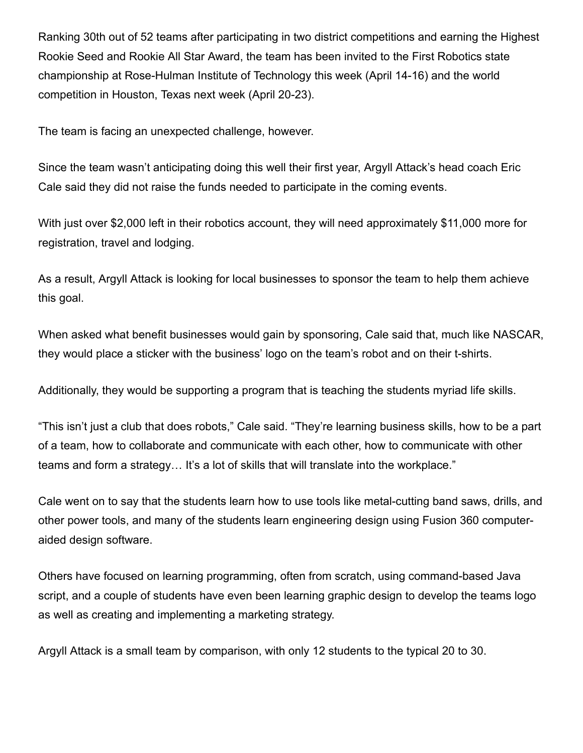Ranking 30th out of 52 teams after participating in two district competitions and earning the Highest Rookie Seed and Rookie All Star Award, the team has been invited to the First Robotics state championship at Rose-Hulman Institute of Technology this week (April 14-16) and the world competition in Houston, Texas next week (April 20-23).

The team is facing an unexpected challenge, however.

Since the team wasn't anticipating doing this well their first year, Argyll Attack's head coach Eric Cale said they did not raise the funds needed to participate in the coming events.

With just over $2,000 left in their robotics account, they will need approximately $11,000 more for registration, travel and lodging.

As a result, Argyll Attack is looking for local businesses to sponsor the team to help them achieve this goal.

When asked what benefit businesses would gain by sponsoring, Cale said that, much like NASCAR, they would place a sticker with the business' logo on the team's robot and on their t-shirts.

Additionally, they would be supporting a program that is teaching the students myriad life skills.

"This isn't just a club that does robots," Cale said. "They're learning business skills, how to be a part of a team, how to collaborate and communicate with each other, how to communicate with other teams and form a strategy… It's a lot of skills that will translate into the workplace."

Cale went on to say that the students learn how to use tools like metal-cutting band saws, drills, and other power tools, and many of the students learn engineering design using Fusion 360 computer-aided design software.

Others have focused on learning programming, often from scratch, using command-based Java script, and a couple of students have even been learning graphic design to develop the teams logo as well as creating and implementing a marketing strategy.

Argyll Attack is a small team by comparison, with only 12 students to the typical 20 to 30.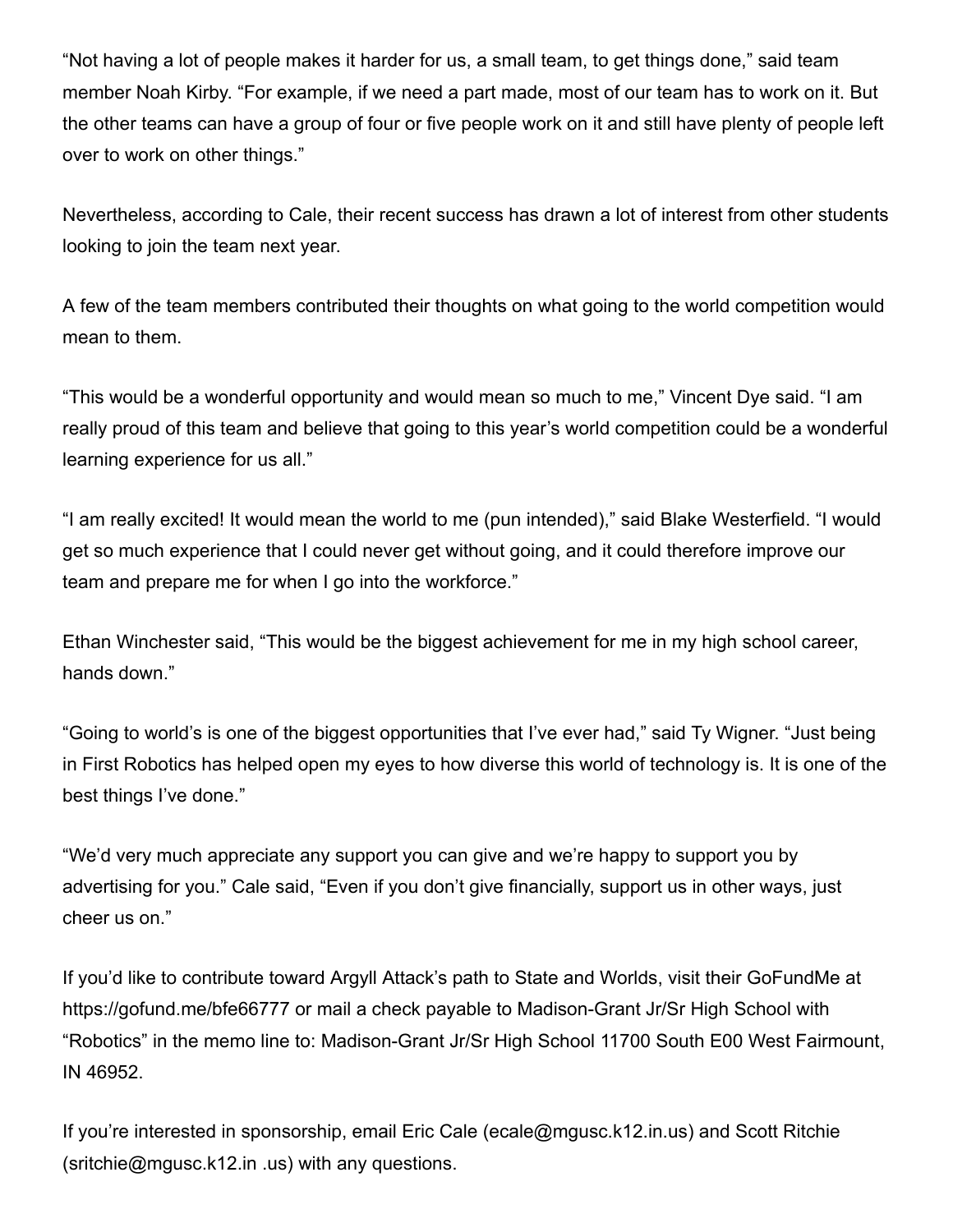"Not having a lot of people makes it harder for us, a small team, to get things done," said team member Noah Kirby. "For example, if we need a part made, most of our team has to work on it. But the other teams can have a group of four or five people work on it and still have plenty of people left over to work on other things."

Nevertheless, according to Cale, their recent success has drawn a lot of interest from other students looking to join the team next year.

A few of the team members contributed their thoughts on what going to the world competition would mean to them.

"This would be a wonderful opportunity and would mean so much to me," Vincent Dye said. "I am really proud of this team and believe that going to this year's world competition could be a wonderful learning experience for us all."

"I am really excited! It would mean the world to me (pun intended)," said Blake Westerfield. "I would get so much experience that I could never get without going, and it could therefore improve our team and prepare me for when I go into the workforce."

Ethan Winchester said, "This would be the biggest achievement for me in my high school career, hands down."

"Going to world's is one of the biggest opportunities that I've ever had," said Ty Wigner. "Just being in First Robotics has helped open my eyes to how diverse this world of technology is. It is one of the best things I've done."

"We'd very much appreciate any support you can give and we're happy to support you by advertising for you." Cale said, "Even if you don't give financially, support us in other ways, just cheer us on."

If you'd like to contribute toward Argyll Attack's path to State and Worlds, visit their GoFundMe at https://gofund.me/bfe66777 or mail a check payable to Madison-Grant Jr/Sr High School with "Robotics" in the memo line to: Madison-Grant Jr/Sr High School 11700 South E00 West Fairmount, IN 46952.

If you're interested in sponsorship, email Eric Cale (ecale@mgusc.k12.in.us) and Scott Ritchie (sritchie@mgusc.k12.in .us) with any questions.